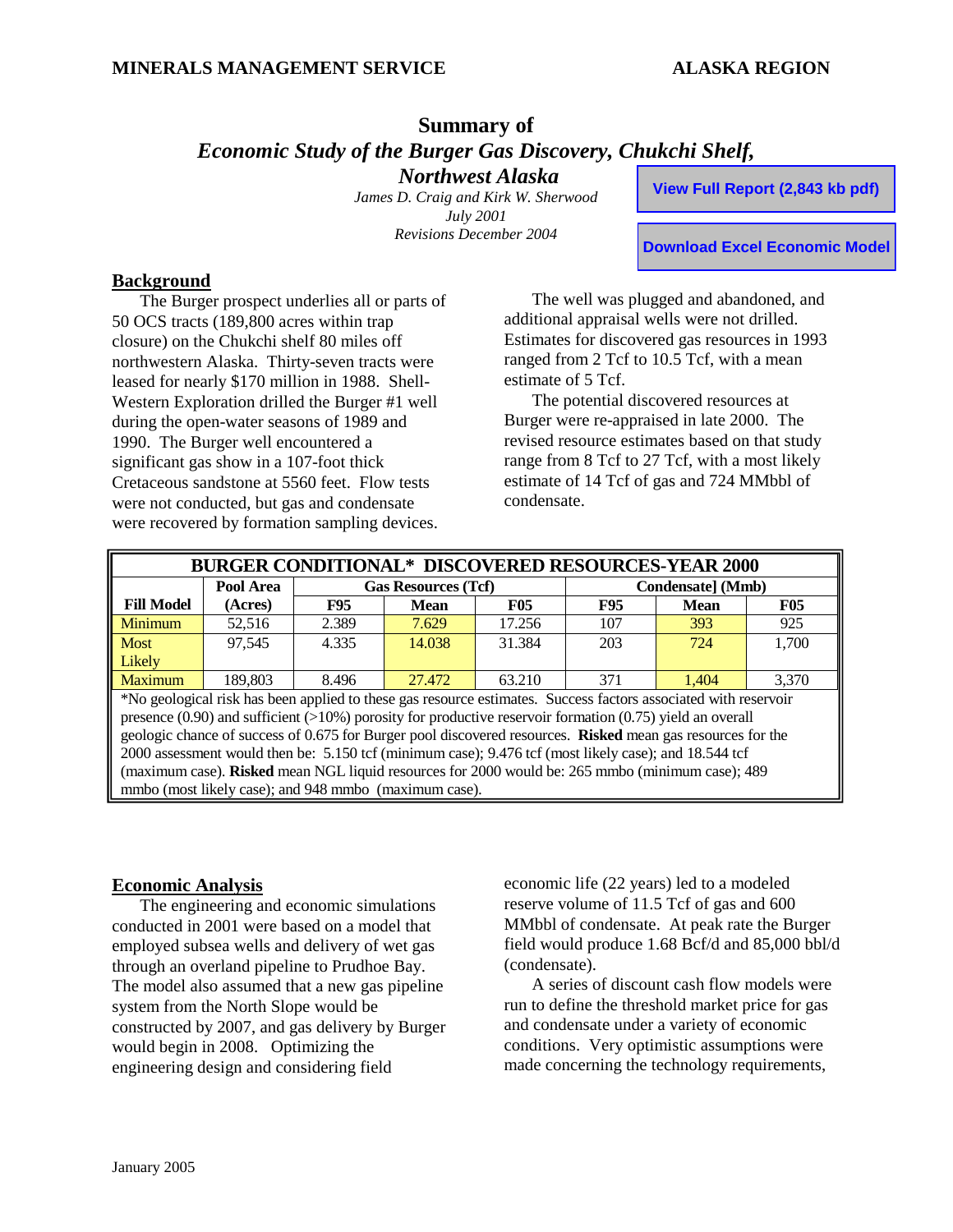**MINERALS MANAGEMENT SERVICE** **ALASKA REGION**

# Summary of *Economic Study of the Burger Gas Discovery, Chukchi Shelf, Northwest Alaska*

*James D. Craig and Kirk W. Sherwood*
*July 2001*
*Revisions December 2004*

**View Full Report (2,843 kb pdf)**

**Download Excel Economic Model**

## Background

The Burger prospect underlies all or parts of 50 OCS tracts (189,800 acres within trap closure) on the Chukchi shelf 80 miles off northwestern Alaska. Thirty-seven tracts were leased for nearly $170 million in 1988. Shell-Western Exploration drilled the Burger #1 well during the open-water seasons of 1989 and 1990. The Burger well encountered a significant gas show in a 107-foot thick Cretaceous sandstone at 5560 feet. Flow tests were not conducted, but gas and condensate were recovered by formation sampling devices.

The well was plugged and abandoned, and additional appraisal wells were not drilled. Estimates for discovered gas resources in 1993 ranged from 2 Tcf to 10.5 Tcf, with a mean estimate of 5 Tcf.

The potential discovered resources at Burger were re-appraised in late 2000. The revised resource estimates based on that study range from 8 Tcf to 27 Tcf, with a most likely estimate of 14 Tcf of gas and 724 MMbbl of condensate.

| BURGER CONDITIONAL* DISCOVERED RESOURCES-YEAR 2000 | | | | | | | |
|---|---|---|---|---|---|---|---|
| | Pool Area | Gas Resources (Tcf) | | | Condensate] (Mmb) | | |
| Fill Model | (Acres) | F95 | Mean | F05 | F95 | Mean | F05 |
| Minimum | 52,516 | 2.389 | 7.629 | 17.256 | 107 | 393 | 925 |
| Most Likely | 97,545 | 4.335 | 14.038 | 31.384 | 203 | 724 | 1,700 |
| Maximum | 189,803 | 8.496 | 27.472 | 63.210 | 371 | 1,404 | 3,370 |

*No geological risk has been applied to these gas resource estimates. Success factors associated with reservoir presence (0.90) and sufficient (>10%) porosity for productive reservoir formation (0.75) yield an overall geologic chance of success of 0.675 for Burger pool discovered resources. **Risked** mean gas resources for the 2000 assessment would then be: 5.150 tcf (minimum case); 9.476 tcf (most likely case); and 18.544 tcf (maximum case). **Risked** mean NGL liquid resources for 2000 would be: 265 mmbo (minimum case); 489 mmbo (most likely case); and 948 mmbo (maximum case).

## Economic Analysis

The engineering and economic simulations conducted in 2001 were based on a model that employed subsea wells and delivery of wet gas through an overland pipeline to Prudhoe Bay. The model also assumed that a new gas pipeline system from the North Slope would be constructed by 2007, and gas delivery by Burger would begin in 2008. Optimizing the engineering design and considering field economic life (22 years) led to a modeled reserve volume of 11.5 Tcf of gas and 600 MMbbl of condensate. At peak rate the Burger field would produce 1.68 Bcf/d and 85,000 bbl/d (condensate).

A series of discount cash flow models were run to define the threshold market price for gas and condensate under a variety of economic conditions. Very optimistic assumptions were made concerning the technology requirements,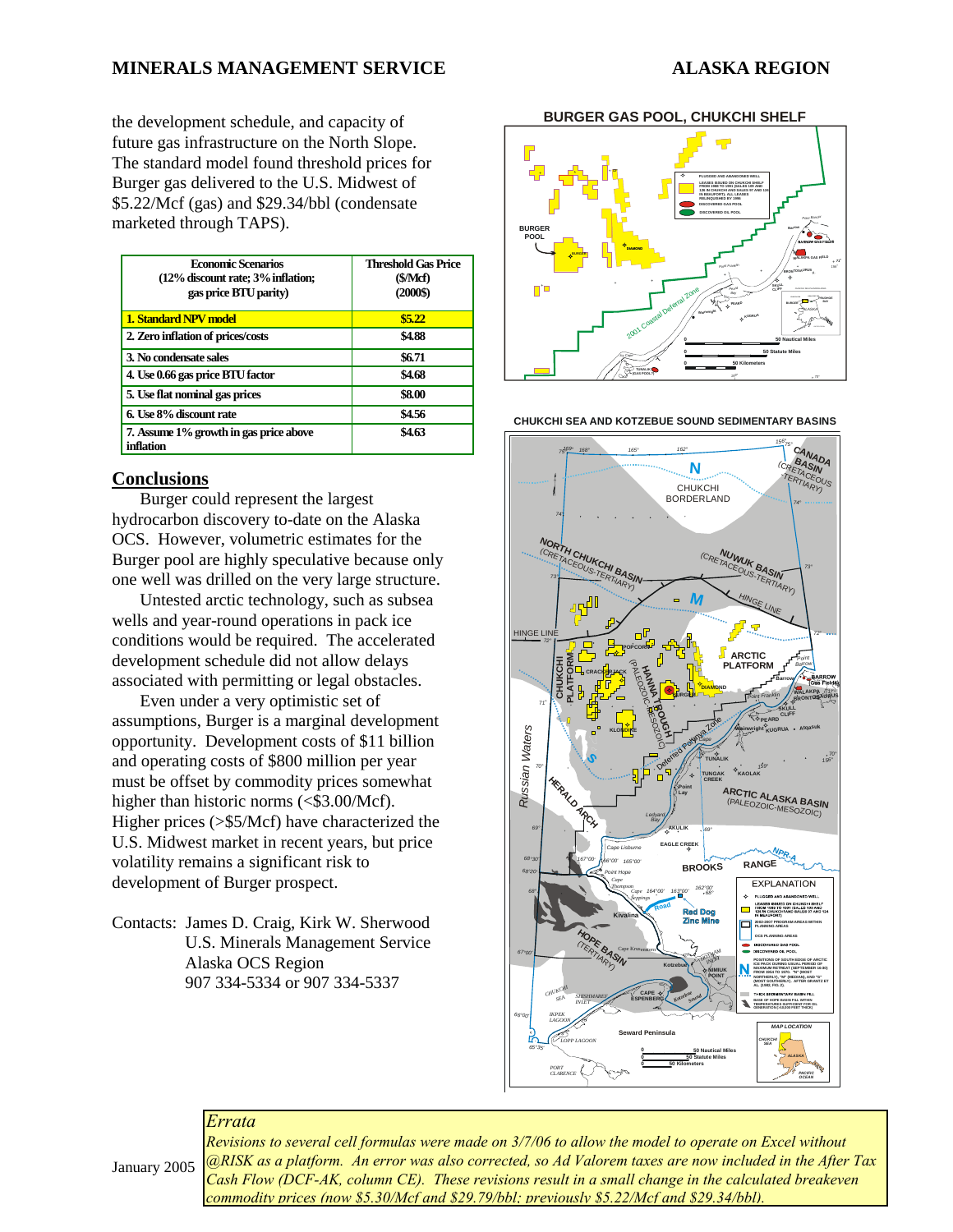the development schedule, and capacity of future gas infrastructure on the North Slope. The standard model found threshold prices for Burger gas delivered to the U.S. Midwest of \$5.22/Mcf (gas) and \$29.34/bbl (condensate marketed through TAPS).

| Economic Scenarios (12% discount rate; 3% inflation; gas price BTU parity) | Threshold Gas Price (\$/Mcf) (2000\$) |
|---|---|
| **1. Standard NPV model** | **\$5.22** |
| **2. Zero inflation of prices/costs** | **\$4.88** |
| **3. No condensate sales** | **\$6.71** |
| **4. Use 0.66 gas price BTU factor** | **\$4.68** |
| **5. Use flat nominal gas prices** | **\$8.00** |
| **6. Use 8% discount rate** | **\$4.56** |
| **7. Assume 1% growth in gas price above inflation** | **\$4.63** |

## Conclusions

Burger could represent the largest hydrocarbon discovery to-date on the Alaska OCS. However, volumetric estimates for the Burger pool are highly speculative because only one well was drilled on the very large structure.

Untested arctic technology, such as subsea wells and year-round operations in pack ice conditions would be required. The accelerated development schedule did not allow delays associated with permitting or legal obstacles.

Even under a very optimistic set of assumptions, Burger is a marginal development opportunity. Development costs of \$11 billion and operating costs of \$800 million per year must be offset by commodity prices somewhat higher than historic norms (<\$3.00/Mcf). Higher prices (>\$5/Mcf) have characterized the U.S. Midwest market in recent years, but price volatility remains a significant risk to development of Burger prospect.

Contacts: James D. Craig, Kirk W. Sherwood
U.S. Minerals Management Service
Alaska OCS Region
907 334-5334 or 907 334-5337

**BURGER GAS POOL, CHUKCHI SHELF**

**CHUKCHI SEA AND KOTZEBUE SOUND SEDIMENTARY BASINS**

*Errata*

*Revisions to several cell formulas were made on 3/7/06 to allow the model to operate on Excel without @RISK as a platform. An error was also corrected, so Ad Valorem taxes are now included in the After Tax Cash Flow (DCF-AK, column CE). These revisions result in a small change in the calculated breakeven commodity prices (now \$5.30/Mcf and \$29.79/bbl; previously \$5.22/Mcf and \$29.34/bbl).*

January 2005